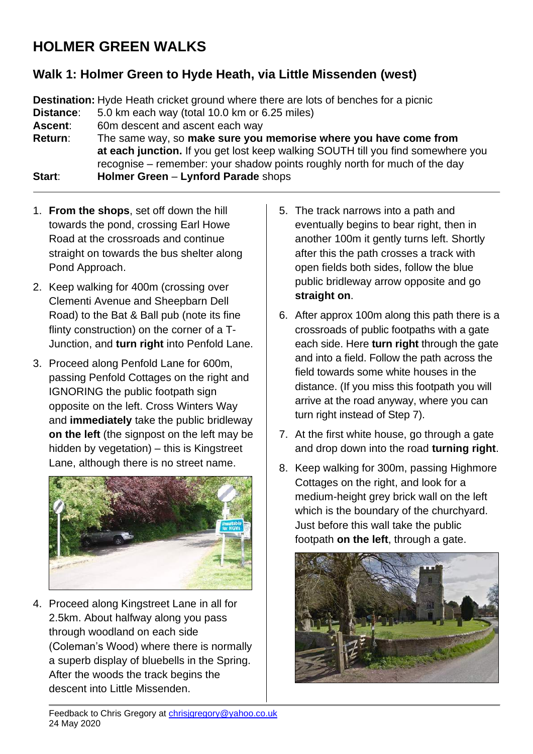# HOLMER GREEN WALKS

## Walk 1: Holmer Green to Hyde Heath, via Little Missenden (west)

**Destination:** Hyde Heath cricket ground where there are lots of benches for a picnic
**Distance**: 5.0 km each way (total 10.0 km or 6.25 miles)
**Ascent**: 60m descent and ascent each way
**Return**: The same way, so **make sure you memorise where you have come from at each junction.** If you get lost keep walking SOUTH till you find somewhere you recognise – remember: your shadow points roughly north for much of the day
**Start**: **Holmer Green** – **Lynford Parade** shops

---

1. **From the shops**, set off down the hill towards the pond, crossing Earl Howe Road at the crossroads and continue straight on towards the bus shelter along Pond Approach.
2. Keep walking for 400m (crossing over Clementi Avenue and Sheepbarn Dell Road) to the Bat & Ball pub (note its fine flinty construction) on the corner of a T-Junction, and **turn right** into Penfold Lane.
3. Proceed along Penfold Lane for 600m, passing Penfold Cottages on the right and IGNORING the public footpath sign opposite on the left. Cross Winters Way and **immediately** take the public bridleway **on the left** (the signpost on the left may be hidden by vegetation) – this is Kingstreet Lane, although there is no street name.
4. Proceed along Kingstreet Lane in all for 2.5km. About halfway along you pass through woodland on each side (Coleman's Wood) where there is normally a superb display of bluebells in the Spring. After the woods the track begins the descent into Little Missenden.
5. The track narrows into a path and eventually begins to bear right, then in another 100m it gently turns left. Shortly after this the path crosses a track with open fields both sides, follow the blue public bridleway arrow opposite and go **straight on**.
6. After approx 100m along this path there is a crossroads of public footpaths with a gate each side. Here **turn right** through the gate and into a field. Follow the path across the field towards some white houses in the distance. (If you miss this footpath you will arrive at the road anyway, where you can turn right instead of Step 7).
7. At the first white house, go through a gate and drop down into the road **turning right**.
8. Keep walking for 300m, passing Highmore Cottages on the right, and look for a medium-height grey brick wall on the left which is the boundary of the churchyard. Just before this wall take the public footpath **on the left**, through a gate.

---

Feedback to Chris Gregory at chrisjgregory@yahoo.co.uk
24 May 2020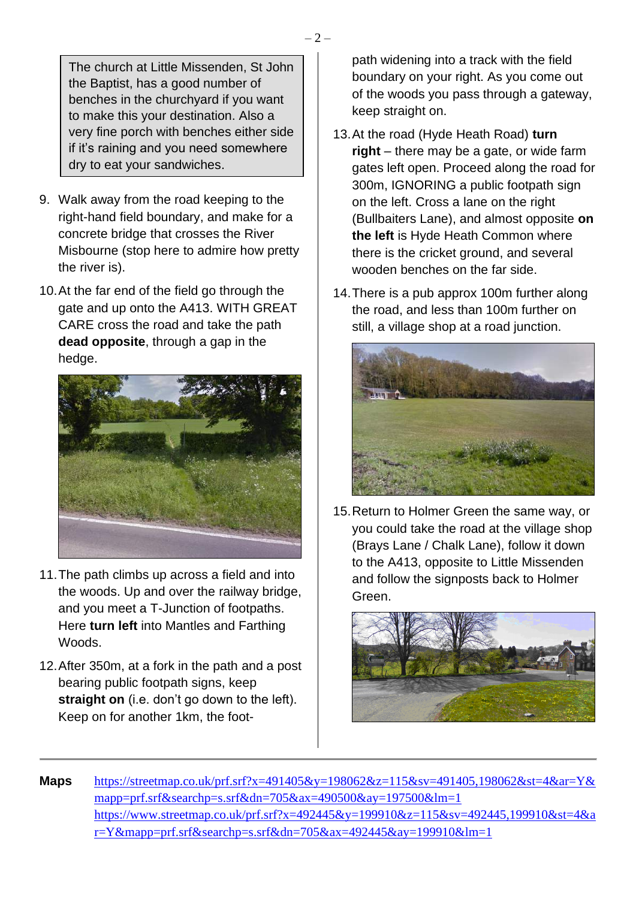> The church at Little Missenden, St John the Baptist, has a good number of benches in the churchyard if you want to make this your destination. Also a very fine porch with benches either side if it's raining and you need somewhere dry to eat your sandwiches.

9. Walk away from the road keeping to the right-hand field boundary, and make for a concrete bridge that crosses the River Misbourne (stop here to admire how pretty the river is).
10. At the far end of the field go through the gate and up onto the A413. WITH GREAT CARE cross the road and take the path **dead opposite**, through a gap in the hedge.
11. The path climbs up across a field and into the woods. Up and over the railway bridge, and you meet a T-Junction of footpaths. Here **turn left** into Mantles and Farthing Woods.
12. After 350m, at a fork in the path and a post bearing public footpath signs, keep **straight on** (i.e. don't go down to the left). Keep on for another 1km, the foot-path widening into a track with the field boundary on your right. As you come out of the woods you pass through a gateway, keep straight on.
13. At the road (Hyde Heath Road) **turn right** – there may be a gate, or wide farm gates left open. Proceed along the road for 300m, IGNORING a public footpath sign on the left. Cross a lane on the right (Bullbaiters Lane), and almost opposite **on the left** is Hyde Heath Common where there is the cricket ground, and several wooden benches on the far side.
14. There is a pub approx 100m further along the road, and less than 100m further on still, a village shop at a road junction.
15. Return to Holmer Green the same way, or you could take the road at the village shop (Brays Lane / Chalk Lane), follow it down to the A413, opposite to Little Missenden and follow the signposts back to Holmer Green.

**Maps** https://streetmap.co.uk/prf.srf?x=491405&y=198062&z=115&sv=491405,198062&st=4&ar=Y&mapp=prf.srf&searchp=s.srf&dn=705&ax=490500&ay=197500&lm=1
https://www.streetmap.co.uk/prf.srf?x=492445&y=199910&z=115&sv=492445,199910&st=4&ar=Y&mapp=prf.srf&searchp=s.srf&dn=705&ax=492445&ay=199910&lm=1